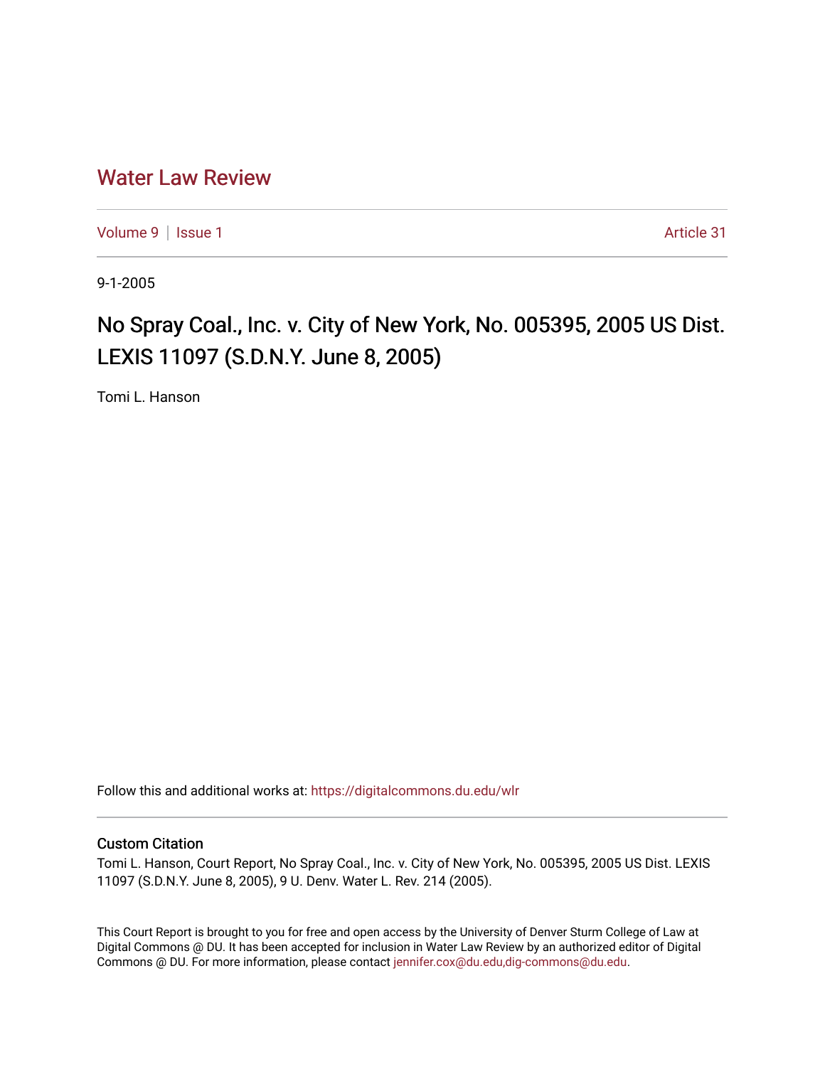# Water Law Review

Volume 9 | Issue 1 Article 31

9-1-2005

## No Spray Coal., Inc. v. City of New York, No. 005395, 2005 US Dist. LEXIS 11097 (S.D.N.Y. June 8, 2005)

Tomi L. Hanson

Follow this and additional works at: https://digitalcommons.du.edu/wlr

### Custom Citation

Tomi L. Hanson, Court Report, No Spray Coal., Inc. v. City of New York, No. 005395, 2005 US Dist. LEXIS 11097 (S.D.N.Y. June 8, 2005), 9 U. Denv. Water L. Rev. 214 (2005).

This Court Report is brought to you for free and open access by the University of Denver Sturm College of Law at Digital Commons @ DU. It has been accepted for inclusion in Water Law Review by an authorized editor of Digital Commons @ DU. For more information, please contact jennifer.cox@du.edu,dig-commons@du.edu.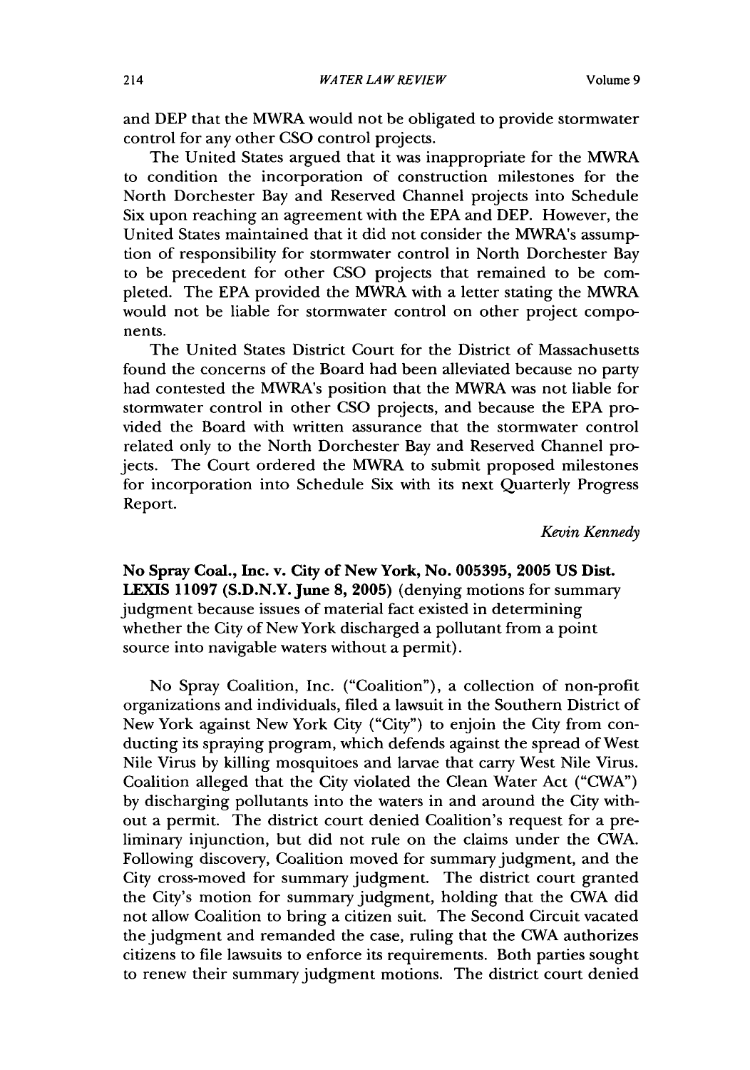and DEP that the MWRA would not be obligated to provide stormwater control for any other CSO control projects.

The United States argued that it was inappropriate for the MWRA to condition the incorporation of construction milestones for the North Dorchester Bay and Reserved Channel projects into Schedule Six upon reaching an agreement with the EPA and DEP. However, the United States maintained that it did not consider the MWRA's assumption of responsibility for stormwater control in North Dorchester Bay to be precedent for other CSO projects that remained to be completed. The EPA provided the MWRA with a letter stating the MWRA would not be liable for stormwater control on other project components.

The United States District Court for the District of Massachusetts found the concerns of the Board had been alleviated because no party had contested the MWRA's position that the MWRA was not liable for stormwater control in other CSO projects, and because the EPA provided the Board with written assurance that the stormwater control related only to the North Dorchester Bay and Reserved Channel projects. The Court ordered the MWRA to submit proposed milestones for incorporation into Schedule Six with its next Quarterly Progress Report.

*Kevin Kennedy*

**No Spray Coal., Inc. v. City of New York, No. 005395, 2005 US Dist. LEXIS 11097 (S.D.N.Y. June 8, 2005)** (denying motions for summary judgment because issues of material fact existed in determining whether the City of New York discharged a pollutant from a point source into navigable waters without a permit).

No Spray Coalition, Inc. ("Coalition"), a collection of non-profit organizations and individuals, filed a lawsuit in the Southern District of New York against New York City ("City") to enjoin the City from conducting its spraying program, which defends against the spread of West Nile Virus by killing mosquitoes and larvae that carry West Nile Virus. Coalition alleged that the City violated the Clean Water Act ("CWA") by discharging pollutants into the waters in and around the City without a permit. The district court denied Coalition's request for a preliminary injunction, but did not rule on the claims under the CWA. Following discovery, Coalition moved for summary judgment, and the City cross-moved for summary judgment. The district court granted the City's motion for summary judgment, holding that the CWA did not allow Coalition to bring a citizen suit. The Second Circuit vacated the judgment and remanded the case, ruling that the CWA authorizes citizens to file lawsuits to enforce its requirements. Both parties sought to renew their summary judgment motions. The district court denied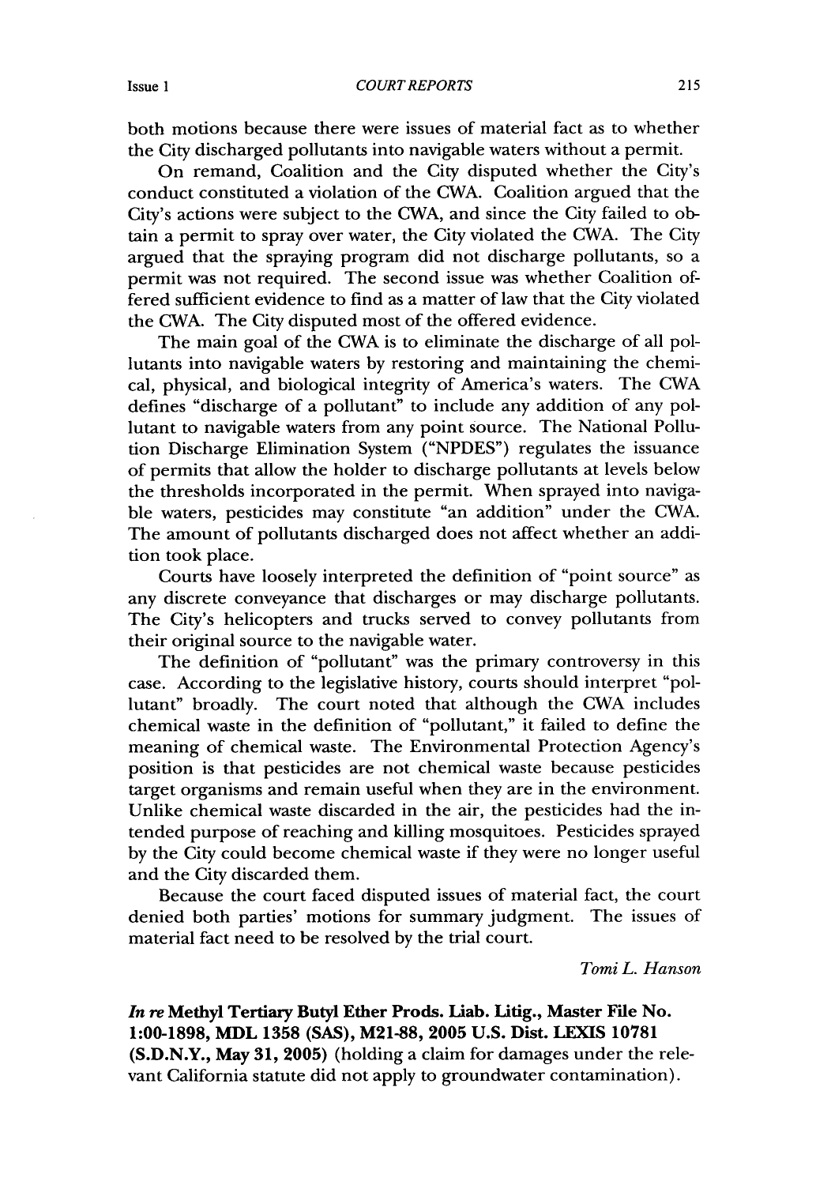both motions because there were issues of material fact as to whether the City discharged pollutants into navigable waters without a permit.

On remand, Coalition and the City disputed whether the City's conduct constituted a violation of the CWA. Coalition argued that the City's actions were subject to the CWA, and since the City failed to obtain a permit to spray over water, the City violated the CWA. The City argued that the spraying program did not discharge pollutants, so a permit was not required. The second issue was whether Coalition offered sufficient evidence to find as a matter of law that the City violated the CWA. The City disputed most of the offered evidence.

The main goal of the CWA is to eliminate the discharge of all pollutants into navigable waters by restoring and maintaining the chemical, physical, and biological integrity of America's waters. The CWA defines "discharge of a pollutant" to include any addition of any pollutant to navigable waters from any point source. The National Pollution Discharge Elimination System ("NPDES") regulates the issuance of permits that allow the holder to discharge pollutants at levels below the thresholds incorporated in the permit. When sprayed into navigable waters, pesticides may constitute "an addition" under the CWA. The amount of pollutants discharged does not affect whether an addition took place.

Courts have loosely interpreted the definition of "point source" as any discrete conveyance that discharges or may discharge pollutants. The City's helicopters and trucks served to convey pollutants from their original source to the navigable water.

The definition of "pollutant" was the primary controversy in this case. According to the legislative history, courts should interpret "pollutant" broadly. The court noted that although the CWA includes chemical waste in the definition of "pollutant," it failed to define the meaning of chemical waste. The Environmental Protection Agency's position is that pesticides are not chemical waste because pesticides target organisms and remain useful when they are in the environment. Unlike chemical waste discarded in the air, the pesticides had the intended purpose of reaching and killing mosquitoes. Pesticides sprayed by the City could become chemical waste if they were no longer useful and the City discarded them.

Because the court faced disputed issues of material fact, the court denied both parties' motions for summary judgment. The issues of material fact need to be resolved by the trial court.

*Tomi L. Hanson*

***In re* Methyl Tertiary Butyl Ether Prods. Liab. Litig., Master File No. 1:00-1898, MDL 1358 (SAS), M21-88, 2005 U.S. Dist. LEXIS 10781 (S.D.N.Y., May 31, 2005)** (holding a claim for damages under the relevant California statute did not apply to groundwater contamination).